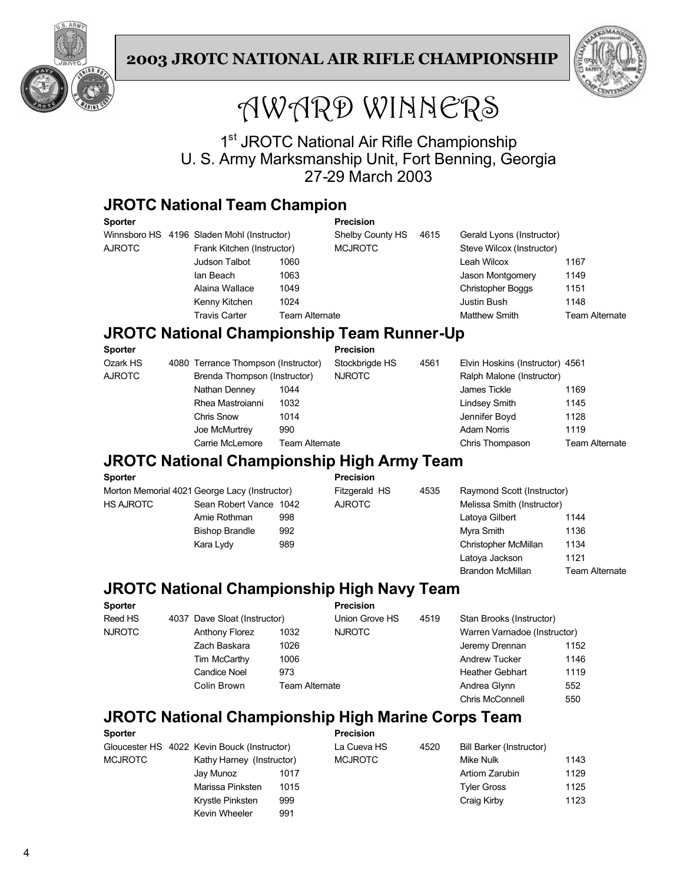# 2003 JROTC NATIONAL AIR RIFLE CHAMPIONSHIP

# AWARD WINNERS

1st JROTC National Air Rifle Championship
U. S. Army Marksmanship Unit, Fort Benning, Georgia
27-29 March 2003

## JROTC National Team Champion

| Sporter | | | | Precision | | | |
|---|---|---|---|---|---|---|---|
| Winnsboro HS | 4196 | Sladen Mohl (Instructor) | | Shelby County HS | 4615 | Gerald Lyons (Instructor) | |
| AJROTC | | Frank Kitchen (Instructor) | | MCJROTC | | Steve Wilcox (Instructor) | |
| | | Judson Talbot | 1060 | | | Leah Wilcox | 1167 |
| | | Ian Beach | 1063 | | | Jason Montgomery | 1149 |
| | | Alaina Wallace | 1049 | | | Christopher Boggs | 1151 |
| | | Kenny Kitchen | 1024 | | | Justin Bush | 1148 |
| | | Travis Carter | Team Alternate | | | Matthew Smith | Team Alternate |

## JROTC National Championship Team Runner-Up

| Sporter | | | | Precision | | | |
|---|---|---|---|---|---|---|---|
| Ozark HS | 4080 | Terrance Thompson (Instructor) | | Stockbrigde HS | 4561 | Elvin Hoskins (Instructor) | 4561 |
| AJROTC | | Brenda Thompson (Instructor) | | NJROTC | | Ralph Malone (Instructor) | |
| | | Nathan Denney | 1044 | | | James Tickle | 1169 |
| | | Rhea Mastroianni | 1032 | | | Lindsey Smith | 1145 |
| | | Chris Snow | 1014 | | | Jennifer Boyd | 1128 |
| | | Joe McMurtrey | 990 | | | Adam Norris | 1119 |
| | | Carrie McLemore | Team Alternate | | | Chris Thompason | Team Alternate |

## JROTC National Championship High Army Team

| Sporter | | | | Precision | | | |
|---|---|---|---|---|---|---|---|
| Morton Memorial | 4021 | George Lacy (Instructor) | | Fitzgerald HS | 4535 | Raymond Scott (Instructor) | |
| HS AJROTC | | Sean Robert Vance | 1042 | AJROTC | | Melissa Smith (Instructor) | |
| | | Amie Rothman | 998 | | | Latoya Gilbert | 1144 |
| | | Bishop Brandle | 992 | | | Myra Smith | 1136 |
| | | Kara Lydy | 989 | | | Christopher McMillan | 1134 |
| | | | | | | Latoya Jackson | 1121 |
| | | | | | | Brandon McMillan | Team Alternate |

## JROTC National Championship High Navy Team

| Sporter | | | | Precision | | | |
|---|---|---|---|---|---|---|---|
| Reed HS | 4037 | Dave Sloat (Instructor) | | Union Grove HS | 4519 | Stan Brooks (Instructor) | |
| NJROTC | | Anthony Florez | 1032 | NJROTC | | Warren Varnadoe (Instructor) | |
| | | Zach Baskara | 1026 | | | Jeremy Drennan | 1152 |
| | | Tim McCarthy | 1006 | | | Andrew Tucker | 1146 |
| | | Candice Noel | 973 | | | Heather Gebhart | 1119 |
| | | Colin Brown | Team Alternate | | | Andrea Glynn | 552 |
| | | | | | | Chris McConnell | 550 |

## JROTC National Championship High Marine Corps Team

| Sporter | | | | Precision | | | |
|---|---|---|---|---|---|---|---|
| Gloucester HS | 4022 | Kevin Bouck (Instructor) | | La Cueva HS | 4520 | Bill Barker (Instructor) | |
| MCJROTC | | Kathy Harney (Instructor) | | MCJROTC | | Mike Nulk | 1143 |
| | | Jay Munoz | 1017 | | | Artiom Zarubin | 1129 |
| | | Marissa Pinksten | 1015 | | | Tyler Gross | 1125 |
| | | Krystle Pinksten | 999 | | | Craig Kirby | 1123 |
| | | Kevin Wheeler | 991 | | | | |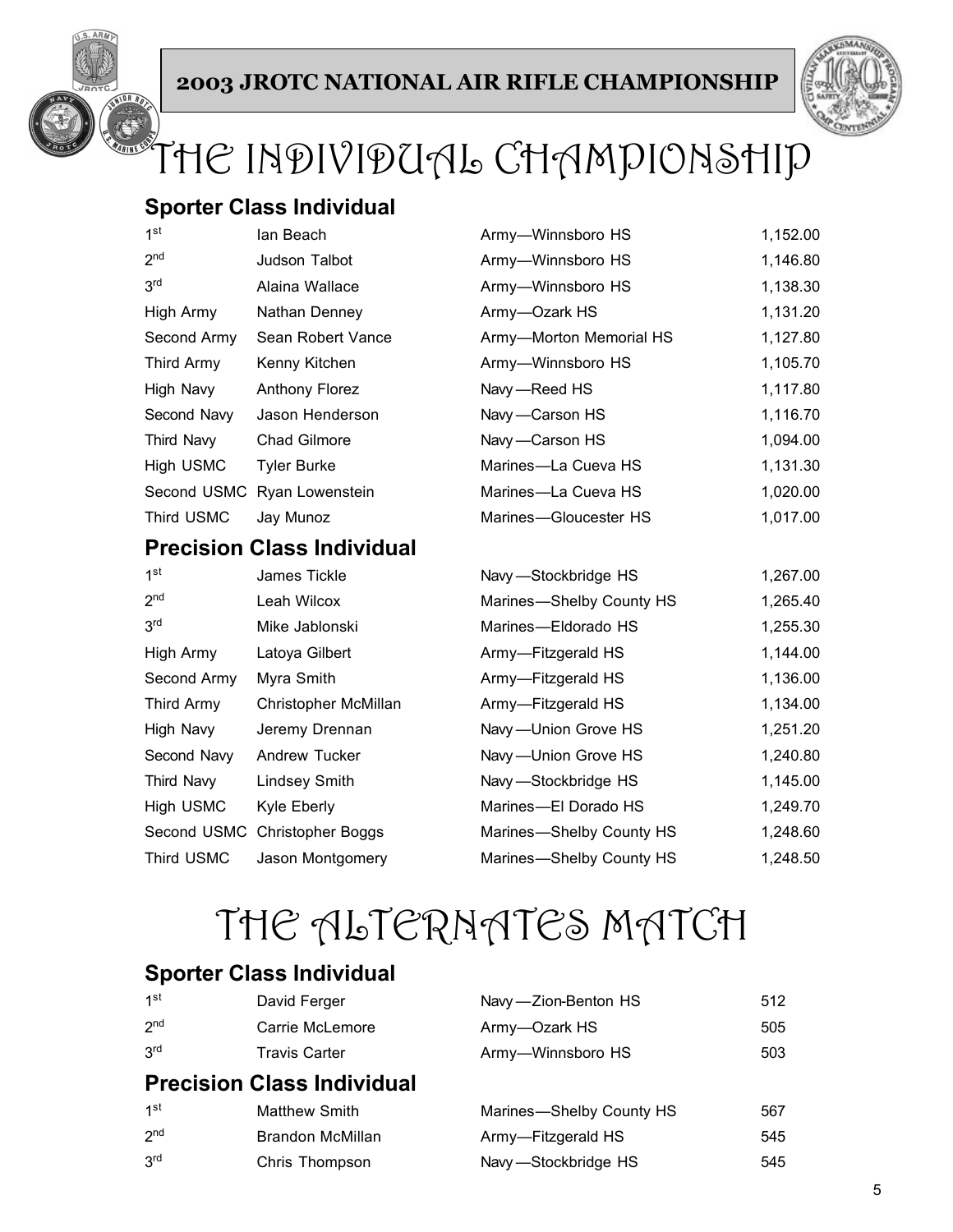## 2003 JROTC NATIONAL AIR RIFLE CHAMPIONSHIP

# THE INDIVIDUAL CHAMPIONSHIP

### Sporter Class Individual

| | | | |
|---|---|---|---|
| 1st | Ian Beach | Army—Winnsboro HS | 1,152.00 |
| 2nd | Judson Talbot | Army—Winnsboro HS | 1,146.80 |
| 3rd | Alaina Wallace | Army—Winnsboro HS | 1,138.30 |
| High Army | Nathan Denney | Army—Ozark HS | 1,131.20 |
| Second Army | Sean Robert Vance | Army—Morton Memorial HS | 1,127.80 |
| Third Army | Kenny Kitchen | Army—Winnsboro HS | 1,105.70 |
| High Navy | Anthony Florez | Navy—Reed HS | 1,117.80 |
| Second Navy | Jason Henderson | Navy—Carson HS | 1,116.70 |
| Third Navy | Chad Gilmore | Navy—Carson HS | 1,094.00 |
| High USMC | Tyler Burke | Marines—La Cueva HS | 1,131.30 |
| Second USMC | Ryan Lowenstein | Marines—La Cueva HS | 1,020.00 |
| Third USMC | Jay Munoz | Marines—Gloucester HS | 1,017.00 |

### Precision Class Individual

| | | | |
|---|---|---|---|
| 1st | James Tickle | Navy—Stockbridge HS | 1,267.00 |
| 2nd | Leah Wilcox | Marines—Shelby County HS | 1,265.40 |
| 3rd | Mike Jablonski | Marines—Eldorado HS | 1,255.30 |
| High Army | Latoya Gilbert | Army—Fitzgerald HS | 1,144.00 |
| Second Army | Myra Smith | Army—Fitzgerald HS | 1,136.00 |
| Third Army | Christopher McMillan | Army—Fitzgerald HS | 1,134.00 |
| High Navy | Jeremy Drennan | Navy—Union Grove HS | 1,251.20 |
| Second Navy | Andrew Tucker | Navy—Union Grove HS | 1,240.80 |
| Third Navy | Lindsey Smith | Navy—Stockbridge HS | 1,145.00 |
| High USMC | Kyle Eberly | Marines—El Dorado HS | 1,249.70 |
| Second USMC | Christopher Boggs | Marines—Shelby County HS | 1,248.60 |
| Third USMC | Jason Montgomery | Marines—Shelby County HS | 1,248.50 |

# THE ALTERNATES MATCH

### Sporter Class Individual

| | | | |
|---|---|---|---|
| 1st | David Ferger | Navy—Zion-Benton HS | 512 |
| 2nd | Carrie McLemore | Army—Ozark HS | 505 |
| 3rd | Travis Carter | Army—Winnsboro HS | 503 |

### Precision Class Individual

| | | | |
|---|---|---|---|
| 1st | Matthew Smith | Marines—Shelby County HS | 567 |
| 2nd | Brandon McMillan | Army—Fitzgerald HS | 545 |
| 3rd | Chris Thompson | Navy—Stockbridge HS | 545 |